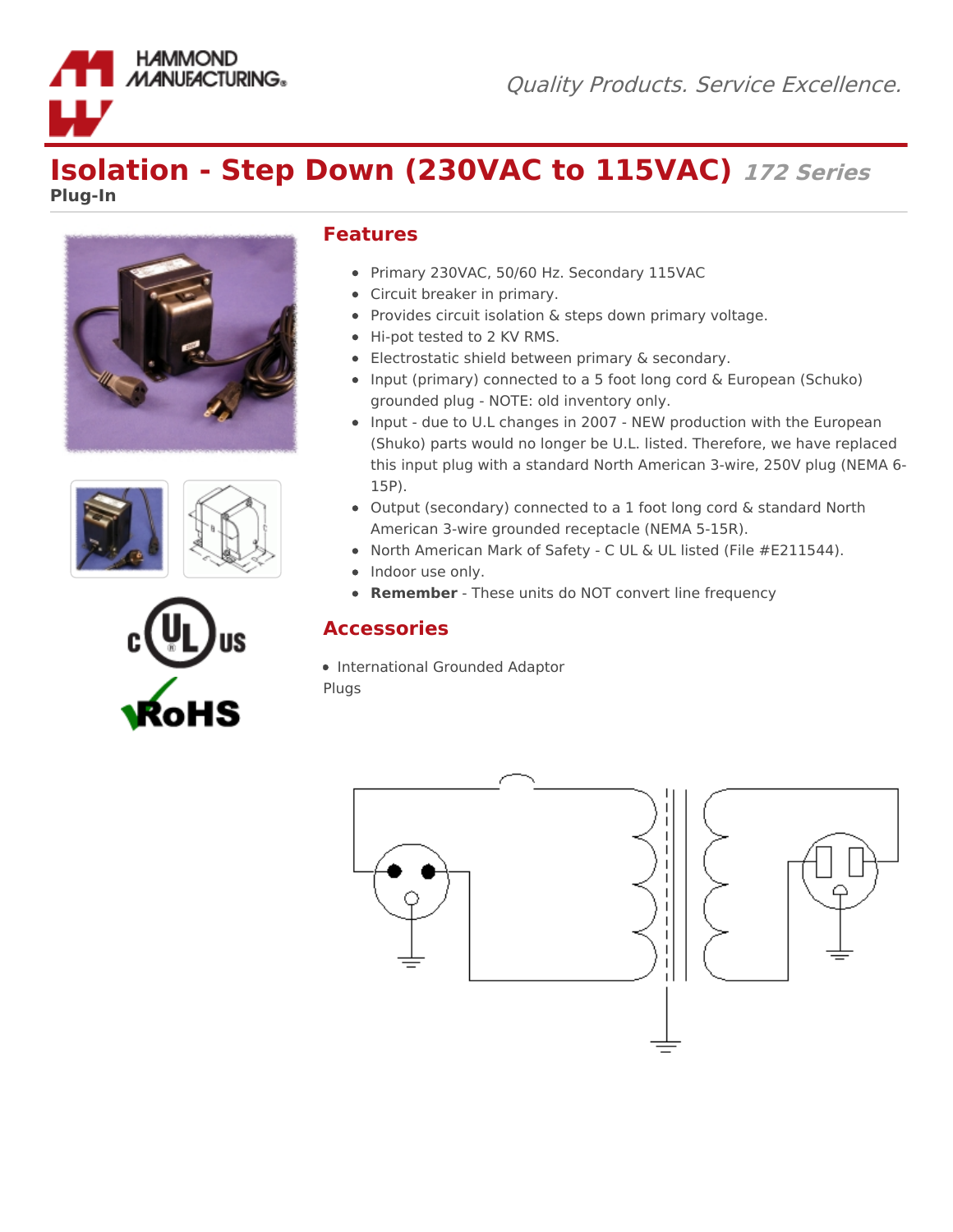# Isolation - Step Down (230VAC to 115VAC) *172 Series*

**Plug-In**

## Features

- Primary 230VAC, 50/60 Hz. Secondary 115VAC
- Circuit breaker in primary.
- Provides circuit isolation & steps down primary voltage.
- Hi-pot tested to 2 KV RMS.
- Electrostatic shield between primary & secondary.
- Input (primary) connected to a 5 foot long cord & European (Schuko) grounded plug - NOTE: old inventory only.
- Input - due to U.L changes in 2007 - NEW production with the European (Shuko) parts would no longer be U.L. listed. Therefore, we have replaced this input plug with a standard North American 3-wire, 250V plug (NEMA 6-15P).
- Output (secondary) connected to a 1 foot long cord & standard North American 3-wire grounded receptacle (NEMA 5-15R).
- North American Mark of Safety - C UL & UL listed (File #E211544).
- Indoor use only.
- **Remember** - These units do NOT convert line frequency

## Accessories

- International Grounded Adaptor Plugs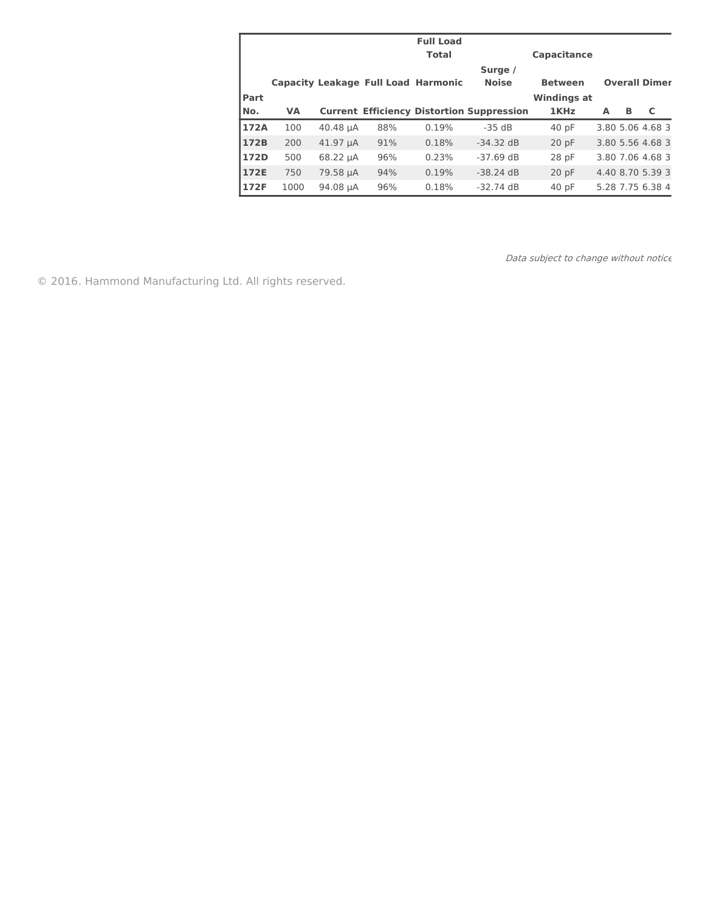| Part No. | Capacity VA | Leakage Current | Full Load Efficiency | Full Load Total Harmonic Distortion | Surge / Noise Suppression | Capacitance Between Windings at 1KHz | Overall Dimer | | | |
|---|---|---|---|---|---|---|---|---|---|---|
| | | | | | | | A | B | C | |
| **172A** | 100 | 40.48 µA | 88% | 0.19% | -35 dB | 40 pF | 3.80 | 5.06 | 4.68 | 3 |
| **172B** | 200 | 41.97 µA | 91% | 0.18% | -34.32 dB | 20 pF | 3.80 | 5.56 | 4.68 | 3 |
| **172D** | 500 | 68.22 µA | 96% | 0.23% | -37.69 dB | 28 pF | 3.80 | 7.06 | 4.68 | 3 |
| **172E** | 750 | 79.58 µA | 94% | 0.19% | -38.24 dB | 20 pF | 4.40 | 8.70 | 5.39 | 3 |
| **172F** | 1000 | 94.08 µA | 96% | 0.18% | -32.74 dB | 40 pF | 5.28 | 7.75 | 6.38 | 4 |

*Data subject to change without notice*

© 2016. Hammond Manufacturing Ltd. All rights reserved.